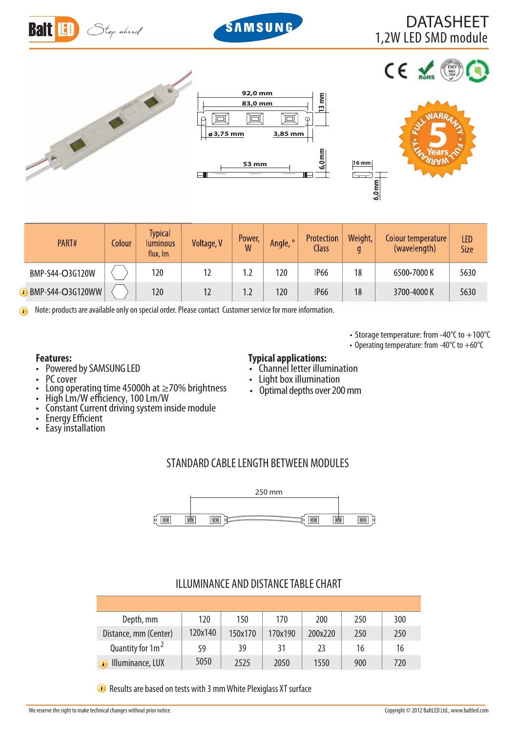# DATASHEET
## 1,2W LED SMD module

92,0 mm
83,0 mm
13 mm
ø3,75 mm
3,85 mm
53 mm
6,0mm
16 mm
6,0 mm

| PART# | Colour | Typical luminous flux, lm | Voltage, V | Power, W | Angle, ° | Protection Class | Weight, g | Colour temperature (wavelength) | LED Size |
|---|---|---|---|---|---|---|---|---|---|
| BMP-S44-O3G120W | | 120 | 12 | 1.2 | 120 | IP66 | 18 | 6500-7000 K | 5630 |
| BMP-S44-O3G120WW | | 120 | 12 | 1.2 | 120 | IP66 | 18 | 3700-4000 K | 5630 |

Note: products are available only on special order. Please contact Customer service for more information.

- Storage temperature: from -40°C to +100°C
- Operating temperature: from -40°C to +60°C

**Features:**
- Powered by SAMSUNG LED
- PC cover
- Long operating time 45000h at ≥70% brightness
- High Lm/W efficiency, 100 Lm/W
- Constant Current driving system inside module
- Energy Efficient
- Easy installation

**Typical applications:**
- Channel letter illumination
- Light box illumination
- Optimal depths over 200 mm

## STANDARD CABLE LENGTH BETWEEN MODULES

250 mm

## ILLUMINANCE AND DISTANCE TABLE CHART

| Depth, mm | 120 | 150 | 170 | 200 | 250 | 300 |
|---|---|---|---|---|---|---|
| Distance, mm (Center) | 120x140 | 150x170 | 170x190 | 200x220 | 250 | 250 |
| Quantity for 1m$^2$ | 59 | 39 | 31 | 23 | 16 | 16 |
| Illuminance, LUX | 5050 | 2525 | 2050 | 1550 | 900 | 720 |

Results are based on tests with 3 mm White Plexiglass XT surface

We reserve the right to make technical changes without prior notice.

Copyright © 2012 BaltLED Ltd., www.baltled.com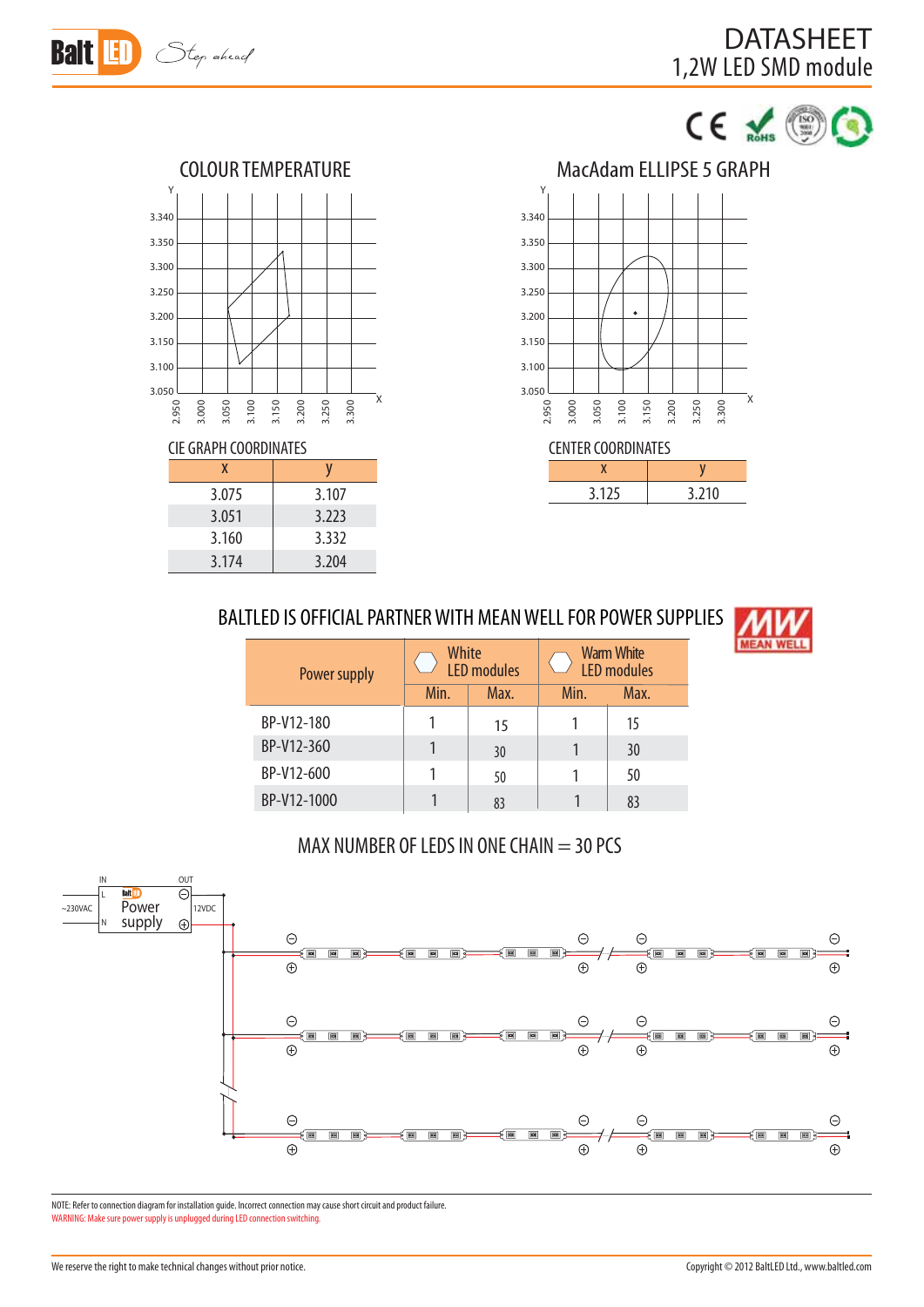# DATASHEET
## 1,2W LED SMD module

## COLOUR TEMPERATURE

Y
3.340
3.350
3.300
3.250
3.200
3.150
3.100
3.050
2.950 3.000 3.050 3.100 3.150 3.200 3.250 3.300
X

### CIE GRAPH COORDINATES

| x | y |
|---|---|
| 3.075 | 3.107 |
| 3.051 | 3.223 |
| 3.160 | 3.332 |
| 3.174 | 3.204 |

## MacAdam ELLIPSE 5 GRAPH

Y
3.340
3.350
3.300
3.250
3.200
3.150
3.100
3.050
2.950 3.000 3.050 3.100 3.150 3.200 3.250 3.300
X

### CENTER COORDINATES

| x | y |
|---|---|
| 3.125 | 3.210 |

## BALTLED IS OFFICIAL PARTNER WITH MEAN WELL FOR POWER SUPPLIES

| Power supply | White LED modules | | Warm White LED modules | |
|---|---|---|---|---|
| | Min. | Max. | Min. | Max. |
| BP-V12-180 | 1 | 15 | 1 | 15 |
| BP-V12-360 | 1 | 30 | 1 | 30 |
| BP-V12-600 | 1 | 50 | 1 | 50 |
| BP-V12-1000 | 1 | 83 | 1 | 83 |

## MAX NUMBER OF LEDS IN ONE CHAIN = 30 PCS

IN
OUT
~230VAC
L
N
Power supply
12VDC

NOTE: Refer to connection diagram for installation guide. Incorrect connection may cause short circuit and product failure.

WARNING: Make sure power supply is unplugged during LED connection switching.

We reserve the right to make technical changes without prior notice.

Copyright © 2012 BaltLED Ltd., www.baltled.com